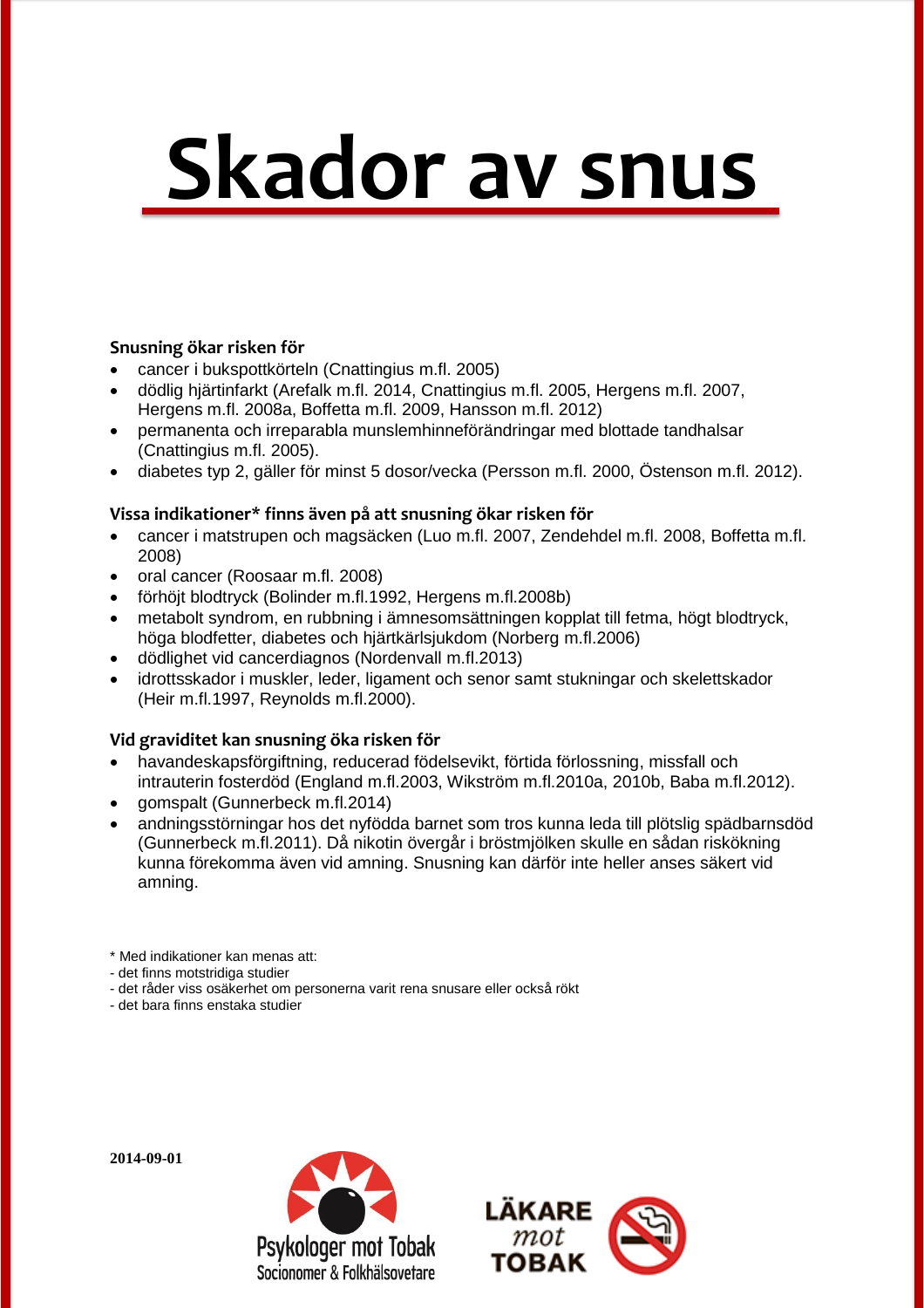# Skador av snus

**Snusning ökar risken för**

- cancer i bukspottkörteln (Cnattingius m.fl. 2005)
- dödlig hjärtinfarkt (Arefalk m.fl. 2014, Cnattingius m.fl. 2005, Hergens m.fl. 2007, Hergens m.fl. 2008a, Boffetta m.fl. 2009, Hansson m.fl. 2012)
- permanenta och irreparabla munslemhinneförändringar med blottade tandhalsar (Cnattingius m.fl. 2005).
- diabetes typ 2, gäller för minst 5 dosor/vecka (Persson m.fl. 2000, Östenson m.fl. 2012).

**Vissa indikationer* finns även på att snusning ökar risken för**

- cancer i matstrupen och magsäcken (Luo m.fl. 2007, Zendehdel m.fl. 2008, Boffetta m.fl. 2008)
- oral cancer (Roosaar m.fl. 2008)
- förhöjt blodtryck (Bolinder m.fl.1992, Hergens m.fl.2008b)
- metabolt syndrom, en rubbning i ämnesomsättningen kopplat till fetma, högt blodtryck, höga blodfetter, diabetes och hjärtkärlsjukdom (Norberg m.fl.2006)
- dödlighet vid cancerdiagnos (Nordenvall m.fl.2013)
- idrottsskador i muskler, leder, ligament och senor samt stukningar och skelettskador (Heir m.fl.1997, Reynolds m.fl.2000).

**Vid graviditet kan snusning öka risken för**

- havandeskapsförgiftning, reducerad födelsevikt,förtida förlossning, missfall och intrauterin fosterdöd (England m.fl.2003, Wikström m.fl.2010a, 2010b, Baba m.fl.2012).
- gomspalt (Gunnerbeck m.fl.2014)
- andningsstörningar hos det nyfödda barnet som tros kunna leda till plötslig spädbarnsdöd (Gunnerbeck m.fl.2011). Då nikotin övergår i bröstmjölken skulle en sådan riskökning kunna förekomma även vid amning. Snusning kan därför inte heller anses säkert vid amning.

\* Med indikationer kan menas att:
- det finns motstridiga studier
- det råder viss osäkerhet om personerna varit rena snusare eller också rökt
- det bara finns enstaka studier

**2014-09-01**

Psykologer mot Tobak
Socionomer & Folkhälsovetare

LÄKARE mot TOBAK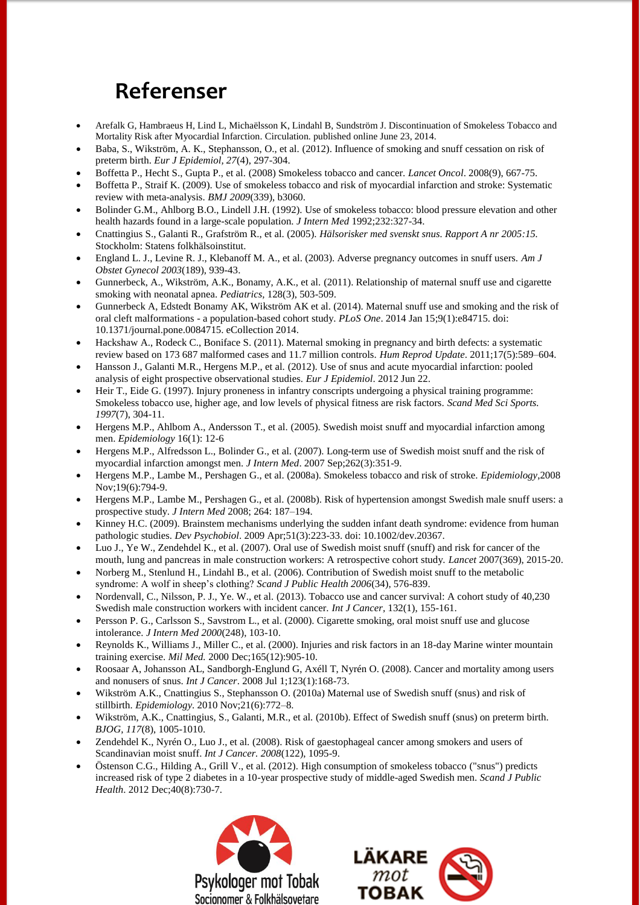# Referenser

- Arefalk G, Hambraeus H, Lind L, Michaëlsson K, Lindahl B, Sundström J. Discontinuation of Smokeless Tobacco and Mortality Risk after Myocardial Infarction. Circulation. published online June 23, 2014.
- Baba, S., Wikström, A. K., Stephansson, O., et al. (2012). Influence of smoking and snuff cessation on risk of preterm birth. *Eur J Epidemiol, 27*(4), 297-304.
- Boffetta P., Hecht S., Gupta P., et al. (2008) Smokeless tobacco and cancer. *Lancet Oncol*. 2008(9), 667-75.
- Boffetta P., Straif K. (2009). Use of smokeless tobacco and risk of myocardial infarction and stroke: Systematic review with meta-analysis. *BMJ 2009*(339), b3060.
- Bolinder G.M., Ahlborg B.O., Lindell J.H. (1992). Use of smokeless tobacco: blood pressure elevation and other health hazards found in a large-scale population. *J Intern Med* 1992;232:327-34.
- Cnattingius S., Galanti R., Grafström R., et al. (2005). *Hälsorisker med svenskt snus. Rapport A nr 2005:15.* Stockholm: Statens folkhälsoinstitut.
- England L. J., Levine R. J., Klebanoff M. A., et al. (2003). Adverse pregnancy outcomes in snuff users. *Am J Obstet Gynecol 2003*(189), 939-43.
- Gunnerbeck, A., Wikström, A.K., Bonamy, A.K., et al. (2011). Relationship of maternal snuff use and cigarette smoking with neonatal apnea. *Pediatrics*, 128(3), 503-509.
- Gunnerbeck A, Edstedt Bonamy AK, Wikström AK et al. (2014). Maternal snuff use and smoking and the risk of oral cleft malformations - a population-based cohort study. *PLoS One*. 2014 Jan 15;9(1):e84715. doi: 10.1371/journal.pone.0084715. eCollection 2014.
- Hackshaw A., Rodeck C., Boniface S. (2011). Maternal smoking in pregnancy and birth defects: a systematic review based on 173 687 malformed cases and 11.7 million controls. *Hum Reprod Update*. 2011;17(5):589–604.
- Hansson J., Galanti M.R., Hergens M.P., et al. (2012). Use of snus and acute myocardial infarction: pooled analysis of eight prospective observational studies. *Eur J Epidemiol*. 2012 Jun 22.
- Heir T., Eide G. (1997). Injury proneness in infantry conscripts undergoing a physical training programme: Smokeless tobacco use, higher age, and low levels of physical fitness are risk factors. *Scand Med Sci Sports. 1997*(7), 304-11.
- Hergens M.P., Ahlbom A., Andersson T., et al. (2005). Swedish moist snuff and myocardial infarction among men. *Epidemiology* 16(1): 12-6
- Hergens M.P., Alfredsson L., Bolinder G., et al. (2007). Long-term use of Swedish moist snuff and the risk of myocardial infarction amongst men. *J Intern Med*. 2007 Sep;262(3):351-9.
- Hergens M.P., Lambe M., Pershagen G., et al. (2008a). Smokeless tobacco and risk of stroke. *Epidemiology*,2008 Nov;19(6):794-9.
- Hergens M.P., Lambe M., Pershagen G., et al. (2008b). Risk of hypertension amongst Swedish male snuff users: a prospective study. *J Intern Med* 2008; 264: 187–194.
- Kinney H.C. (2009). Brainstem mechanisms underlying the sudden infant death syndrome: evidence from human pathologic studies. *Dev Psychobiol*. 2009 Apr;51(3):223-33. doi: 10.1002/dev.20367.
- Luo J., Ye W., Zendehdel K., et al. (2007). Oral use of Swedish moist snuff (snuff) and risk for cancer of the mouth, lung and pancreas in male construction workers: A retrospective cohort study. *Lancet* 2007(369), 2015-20.
- Norberg M., Stenlund H., Lindahl B., et al. (2006). Contribution of Swedish moist snuff to the metabolic syndrome: A wolf in sheep's clothing? *Scand J Public Health 2006*(34), 576-839.
- Nordenvall, C., Nilsson, P. J., Ye. W., et al. (2013). Tobacco use and cancer survival: A cohort study of 40,230 Swedish male construction workers with incident cancer. *Int J Cancer*, 132(1), 155-161.
- Persson P. G., Carlsson S., Savstrom L., et al. (2000). Cigarette smoking, oral moist snuff use and glucose intolerance. *J Intern Med 2000*(248), 103-10.
- Reynolds K., Williams J., Miller C., et al. (2000). Injuries and risk factors in an 18-day Marine winter mountain training exercise. *Mil Med.* 2000 Dec;165(12):905-10.
- Roosaar A, Johansson AL, Sandborgh-Englund G, Axéll T, Nyrén O. (2008). Cancer and mortality among users and nonusers of snus. *Int J Cancer*. 2008 Jul 1;123(1):168-73.
- Wikström A.K., Cnattingius S., Stephansson O. (2010a) Maternal use of Swedish snuff (snus) and risk of stillbirth. *Epidemiology*. 2010 Nov;21(6):772–8.
- Wikström, A.K., Cnattingius, S., Galanti, M.R., et al. (2010b). Effect of Swedish snuff (snus) on preterm birth. *BJOG, 117*(8), 1005-1010.
- Zendehdel K., Nyrén O., Luo J., et al. (2008). Risk of gaestophageal cancer among smokers and users of Scandinavian moist snuff. *Int J Cancer. 2008*(122), 1095-9.
- Östenson C.G., Hilding A., Grill V., et al. (2012). High consumption of smokeless tobacco ("snus") predicts increased risk of type 2 diabetes in a 10-year prospective study of middle-aged Swedish men. *Scand J Public Health*. 2012 Dec;40(8):730-7.

Psykologer mot Tobak
Socionomer & Folkhälsovetare

LÄKARE mot TOBAK